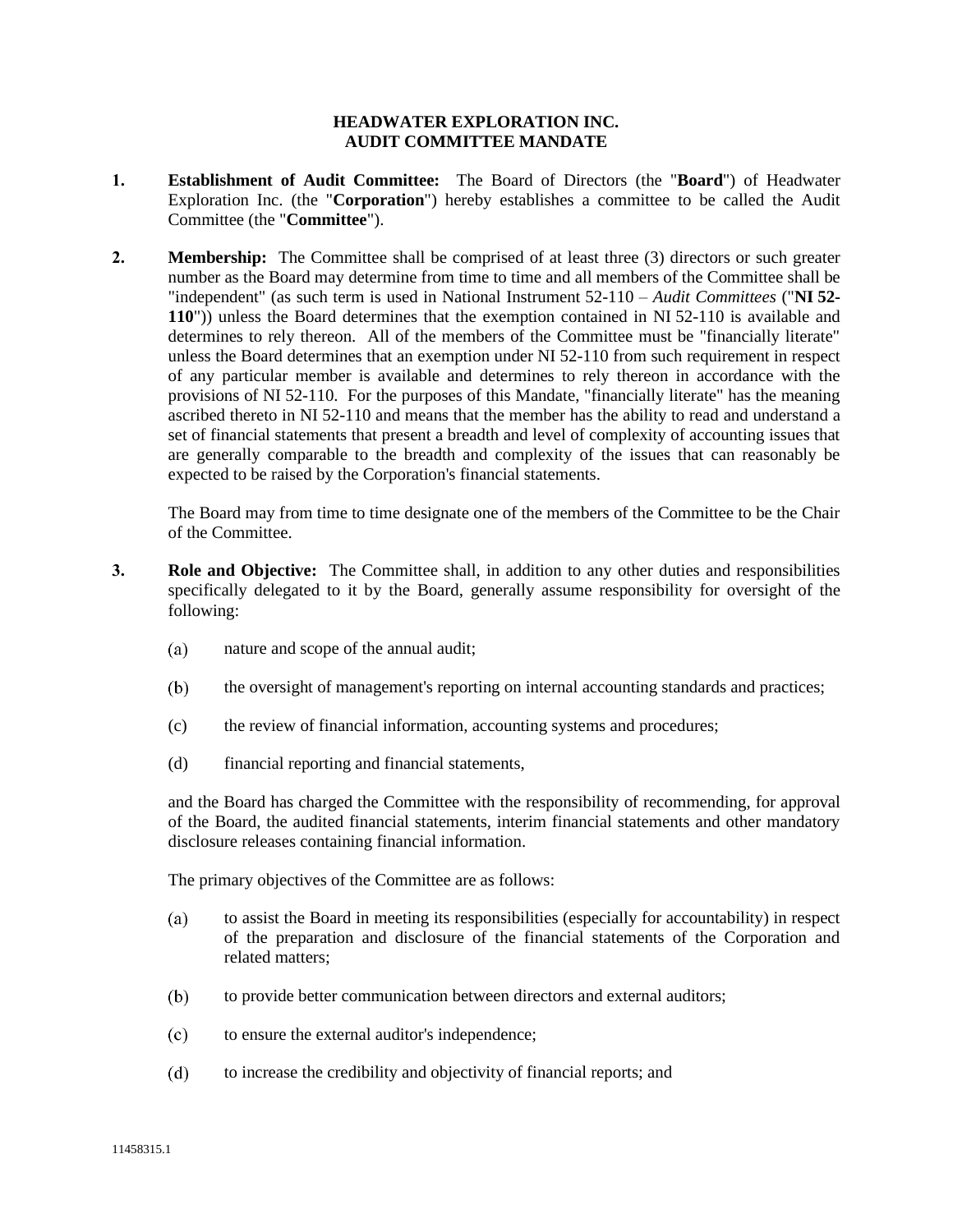# HEADWATER EXPLORATION INC.
# AUDIT COMMITTEE MANDATE

**1. Establishment of Audit Committee:** The Board of Directors (the "**Board**") of Headwater Exploration Inc. (the "**Corporation**") hereby establishes a committee to be called the Audit Committee (the "**Committee**").

**2. Membership:** The Committee shall be comprised of at least three (3) directors or such greater number as the Board may determine from time to time and all members of the Committee shall be "independent" (as such term is used in National Instrument 52-110 – *Audit Committees* ("**NI 52-110**")) unless the Board determines that the exemption contained in NI 52-110 is available and determines to rely thereon. All of the members of the Committee must be "financially literate" unless the Board determines that an exemption under NI 52-110 from such requirement in respect of any particular member is available and determines to rely thereon in accordance with the provisions of NI 52-110. For the purposes of this Mandate, "financially literate" has the meaning ascribed thereto in NI 52-110 and means that the member has the ability to read and understand a set of financial statements that present a breadth and level of complexity of accounting issues that are generally comparable to the breadth and complexity of the issues that can reasonably be expected to be raised by the Corporation's financial statements.

The Board may from time to time designate one of the members of the Committee to be the Chair of the Committee.

**3. Role and Objective:** The Committee shall, in addition to any other duties and responsibilities specifically delegated to it by the Board, generally assume responsibility for oversight of the following:

(a) nature and scope of the annual audit;

(b) the oversight of management's reporting on internal accounting standards and practices;

(c) the review of financial information, accounting systems and procedures;

(d) financial reporting and financial statements,

and the Board has charged the Committee with the responsibility of recommending, for approval of the Board, the audited financial statements, interim financial statements and other mandatory disclosure releases containing financial information.

The primary objectives of the Committee are as follows:

(a) to assist the Board in meeting its responsibilities (especially for accountability) in respect of the preparation and disclosure of the financial statements of the Corporation and related matters;

(b) to provide better communication between directors and external auditors;

(c) to ensure the external auditor's independence;

(d) to increase the credibility and objectivity of financial reports; and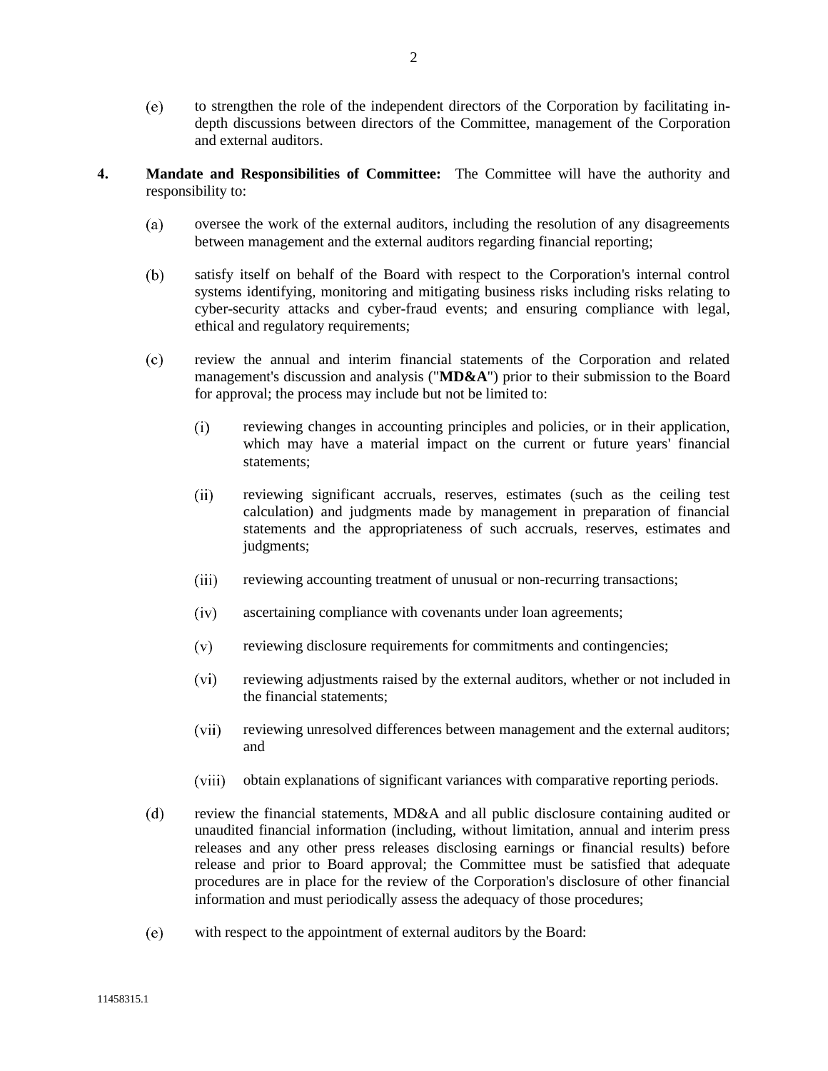(e) to strengthen the role of the independent directors of the Corporation by facilitating in-depth discussions between directors of the Committee, management of the Corporation and external auditors.

**4. Mandate and Responsibilities of Committee:** The Committee will have the authority and responsibility to:

(a) oversee the work of the external auditors, including the resolution of any disagreements between management and the external auditors regarding financial reporting;

(b) satisfy itself on behalf of the Board with respect to the Corporation's internal control systems identifying, monitoring and mitigating business risks including risks relating to cyber-security attacks and cyber-fraud events; and ensuring compliance with legal, ethical and regulatory requirements;

(c) review the annual and interim financial statements of the Corporation and related management's discussion and analysis ("**MD&A**") prior to their submission to the Board for approval; the process may include but not be limited to:

(i) reviewing changes in accounting principles and policies, or in their application, which may have a material impact on the current or future years' financial statements;

(ii) reviewing significant accruals, reserves, estimates (such as the ceiling test calculation) and judgments made by management in preparation of financial statements and the appropriateness of such accruals, reserves, estimates and judgments;

(iii) reviewing accounting treatment of unusual or non-recurring transactions;

(iv) ascertaining compliance with covenants under loan agreements;

(v) reviewing disclosure requirements for commitments and contingencies;

(vi) reviewing adjustments raised by the external auditors, whether or not included in the financial statements;

(vii) reviewing unresolved differences between management and the external auditors; and

(viii) obtain explanations of significant variances with comparative reporting periods.

(d) review the financial statements, MD&A and all public disclosure containing audited or unaudited financial information (including, without limitation, annual and interim press releases and any other press releases disclosing earnings or financial results) before release and prior to Board approval; the Committee must be satisfied that adequate procedures are in place for the review of the Corporation's disclosure of other financial information and must periodically assess the adequacy of those procedures;

(e) with respect to the appointment of external auditors by the Board: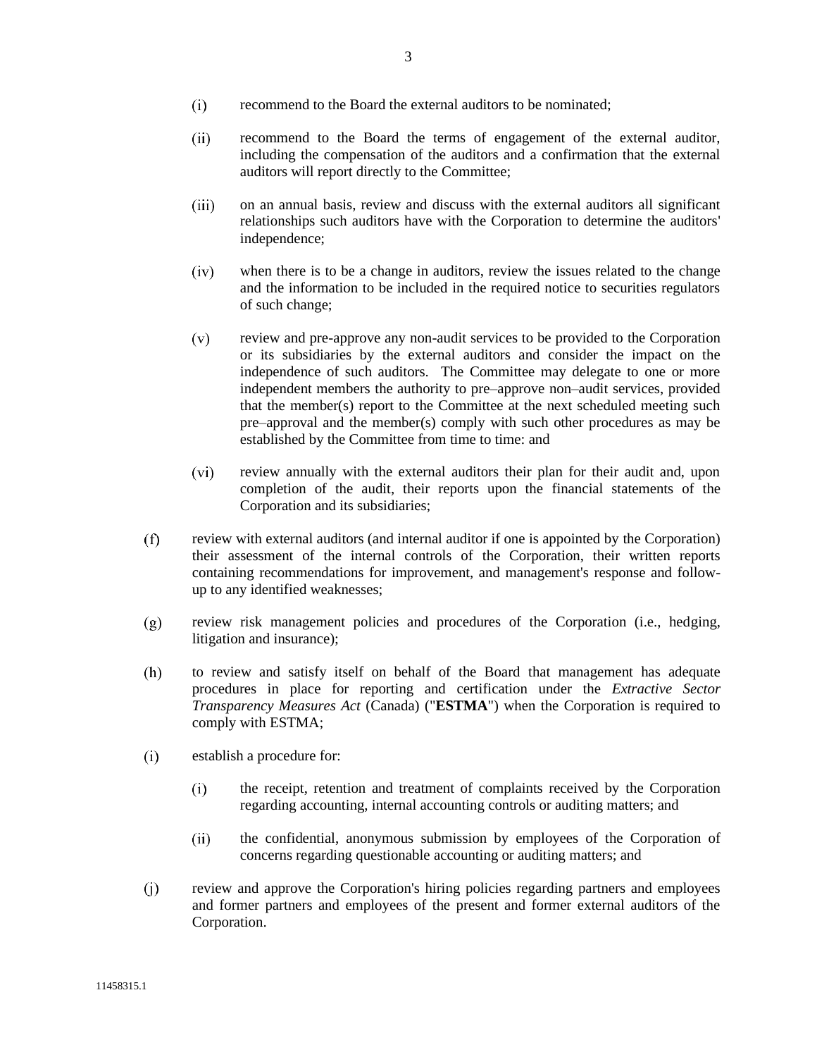(i) recommend to the Board the external auditors to be nominated;

(ii) recommend to the Board the terms of engagement of the external auditor, including the compensation of the auditors and a confirmation that the external auditors will report directly to the Committee;

(iii) on an annual basis, review and discuss with the external auditors all significant relationships such auditors have with the Corporation to determine the auditors' independence;

(iv) when there is to be a change in auditors, review the issues related to the change and the information to be included in the required notice to securities regulators of such change;

(v) review and pre-approve any non-audit services to be provided to the Corporation or its subsidiaries by the external auditors and consider the impact on the independence of such auditors. The Committee may delegate to one or more independent members the authority to pre–approve non–audit services, provided that the member(s) report to the Committee at the next scheduled meeting such pre–approval and the member(s) comply with such other procedures as may be established by the Committee from time to time: and

(vi) review annually with the external auditors their plan for their audit and, upon completion of the audit, their reports upon the financial statements of the Corporation and its subsidiaries;

(f) review with external auditors (and internal auditor if one is appointed by the Corporation) their assessment of the internal controls of the Corporation, their written reports containing recommendations for improvement, and management's response and follow-up to any identified weaknesses;

(g) review risk management policies and procedures of the Corporation (i.e., hedging, litigation and insurance);

(h) to review and satisfy itself on behalf of the Board that management has adequate procedures in place for reporting and certification under the *Extractive Sector Transparency Measures Act* (Canada) ("**ESTMA**") when the Corporation is required to comply with ESTMA;

(i) establish a procedure for:

(i) the receipt, retention and treatment of complaints received by the Corporation regarding accounting, internal accounting controls or auditing matters; and

(ii) the confidential, anonymous submission by employees of the Corporation of concerns regarding questionable accounting or auditing matters; and

(j) review and approve the Corporation's hiring policies regarding partners and employees and former partners and employees of the present and former external auditors of the Corporation.

11458315.1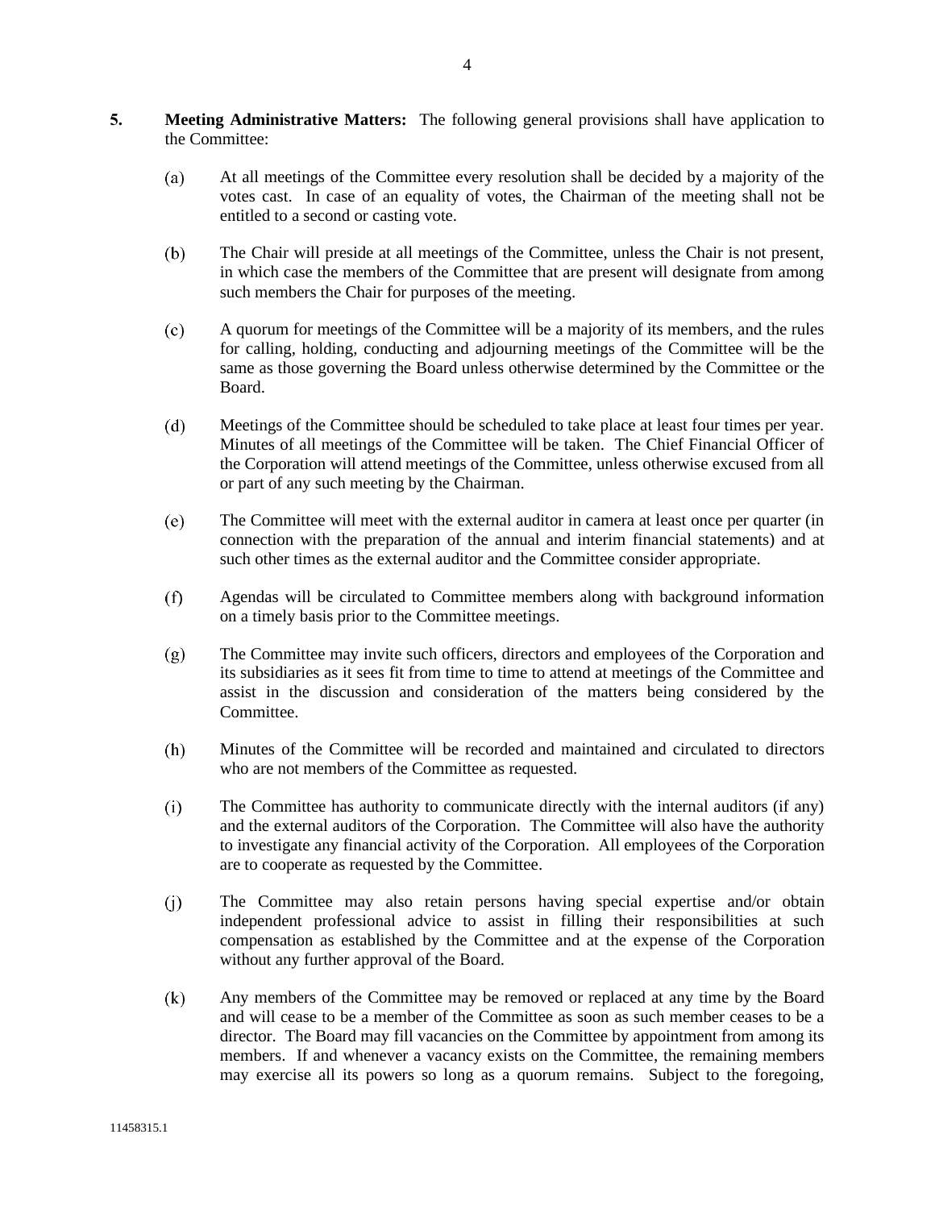**5. Meeting Administrative Matters:** The following general provisions shall have application to the Committee:

(a) At all meetings of the Committee every resolution shall be decided by a majority of the votes cast. In case of an equality of votes, the Chairman of the meeting shall not be entitled to a second or casting vote.

(b) The Chair will preside at all meetings of the Committee, unless the Chair is not present, in which case the members of the Committee that are present will designate from among such members the Chair for purposes of the meeting.

(c) A quorum for meetings of the Committee will be a majority of its members, and the rules for calling, holding, conducting and adjourning meetings of the Committee will be the same as those governing the Board unless otherwise determined by the Committee or the Board.

(d) Meetings of the Committee should be scheduled to take place at least four times per year. Minutes of all meetings of the Committee will be taken. The Chief Financial Officer of the Corporation will attend meetings of the Committee, unless otherwise excused from all or part of any such meeting by the Chairman.

(e) The Committee will meet with the external auditor in camera at least once per quarter (in connection with the preparation of the annual and interim financial statements) and at such other times as the external auditor and the Committee consider appropriate.

(f) Agendas will be circulated to Committee members along with background information on a timely basis prior to the Committee meetings.

(g) The Committee may invite such officers, directors and employees of the Corporation and its subsidiaries as it sees fit from time to time to attend at meetings of the Committee and assist in the discussion and consideration of the matters being considered by the Committee.

(h) Minutes of the Committee will be recorded and maintained and circulated to directors who are not members of the Committee as requested.

(i) The Committee has authority to communicate directly with the internal auditors (if any) and the external auditors of the Corporation. The Committee will also have the authority to investigate any financial activity of the Corporation. All employees of the Corporation are to cooperate as requested by the Committee.

(j) The Committee may also retain persons having special expertise and/or obtain independent professional advice to assist in filling their responsibilities at such compensation as established by the Committee and at the expense of the Corporation without any further approval of the Board.

(k) Any members of the Committee may be removed or replaced at any time by the Board and will cease to be a member of the Committee as soon as such member ceases to be a director. The Board may fill vacancies on the Committee by appointment from among its members. If and whenever a vacancy exists on the Committee, the remaining members may exercise all its powers so long as a quorum remains. Subject to the foregoing,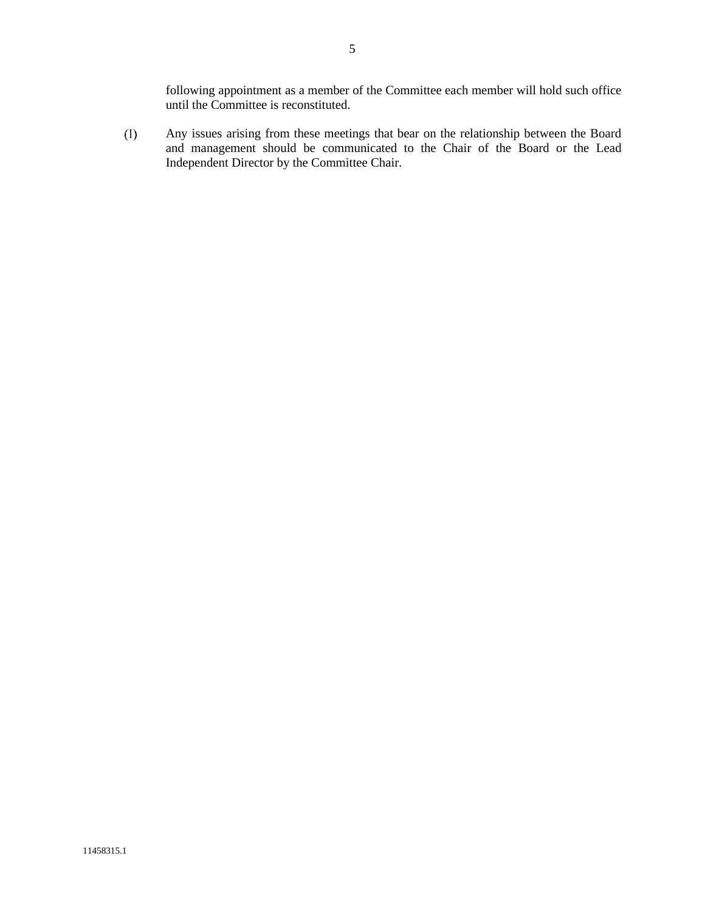following appointment as a member of the Committee each member will hold such office until the Committee is reconstituted.

(l) Any issues arising from these meetings that bear on the relationship between the Board and management should be communicated to the Chair of the Board or the Lead Independent Director by the Committee Chair.